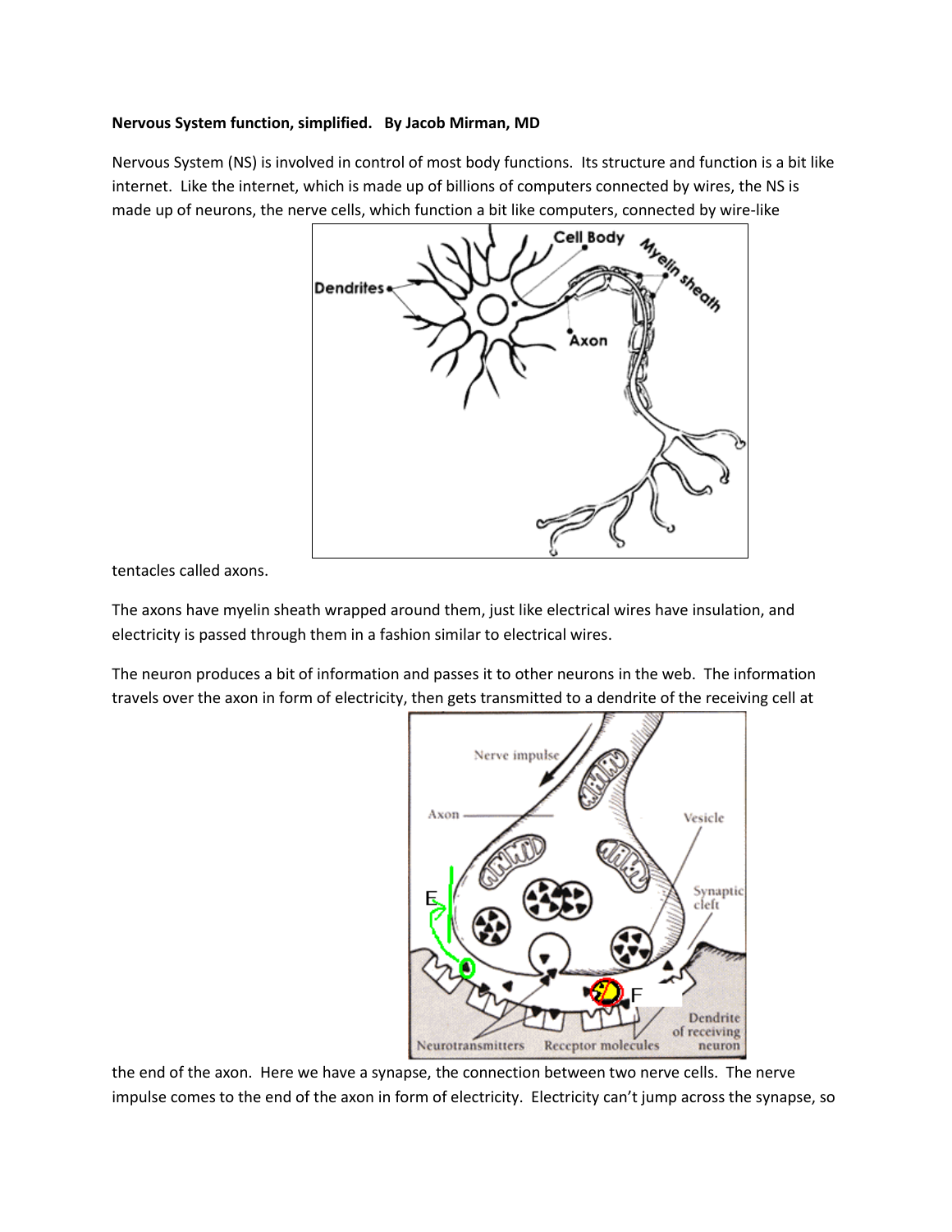**Nervous System function, simplified. By Jacob Mirman, MD**

Nervous System (NS) is involved in control of most body functions. Its structure and function is a bit like internet. Like the internet, which is made up of billions of computers connected by wires, the NS is made up of neurons, the nerve cells, which function a bit like computers, connected by wire-like tentacles called axons.

The axons have myelin sheath wrapped around them, just like electrical wires have insulation, and electricity is passed through them in a fashion similar to electrical wires.

The neuron produces a bit of information and passes it to other neurons in the web. The information travels over the axon in form of electricity, then gets transmitted to a dendrite of the receiving cell at the end of the axon. Here we have a synapse, the connection between two nerve cells. The nerve impulse comes to the end of the axon in form of electricity. Electricity can't jump across the synapse, so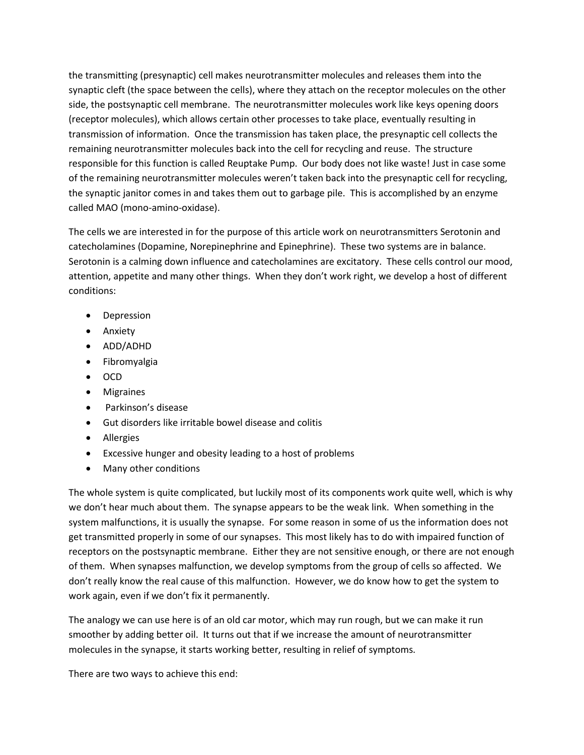the transmitting (presynaptic) cell makes neurotransmitter molecules and releases them into the synaptic cleft (the space between the cells), where they attach on the receptor molecules on the other side, the postsynaptic cell membrane. The neurotransmitter molecules work like keys opening doors (receptor molecules), which allows certain other processes to take place, eventually resulting in transmission of information. Once the transmission has taken place, the presynaptic cell collects the remaining neurotransmitter molecules back into the cell for recycling and reuse. The structure responsible for this function is called Reuptake Pump. Our body does not like waste! Just in case some of the remaining neurotransmitter molecules weren't taken back into the presynaptic cell for recycling, the synaptic janitor comes in and takes them out to garbage pile. This is accomplished by an enzyme called MAO (mono-amino-oxidase).

The cells we are interested in for the purpose of this article work on neurotransmitters Serotonin and catecholamines (Dopamine, Norepinephrine and Epinephrine). These two systems are in balance. Serotonin is a calming down influence and catecholamines are excitatory. These cells control our mood, attention, appetite and many other things. When they don't work right, we develop a host of different conditions:

- Depression
- Anxiety
- ADD/ADHD
- Fibromyalgia
- OCD
- Migraines
- Parkinson's disease
- Gut disorders like irritable bowel disease and colitis
- Allergies
- Excessive hunger and obesity leading to a host of problems
- Many other conditions

The whole system is quite complicated, but luckily most of its components work quite well, which is why we don't hear much about them. The synapse appears to be the weak link. When something in the system malfunctions, it is usually the synapse. For some reason in some of us the information does not get transmitted properly in some of our synapses. This most likely has to do with impaired function of receptors on the postsynaptic membrane. Either they are not sensitive enough, or there are not enough of them. When synapses malfunction, we develop symptoms from the group of cells so affected. We don't really know the real cause of this malfunction. However, we do know how to get the system to work again, even if we don't fix it permanently.

The analogy we can use here is of an old car motor, which may run rough, but we can make it run smoother by adding better oil. It turns out that if we increase the amount of neurotransmitter molecules in the synapse, it starts working better, resulting in relief of symptoms.

There are two ways to achieve this end: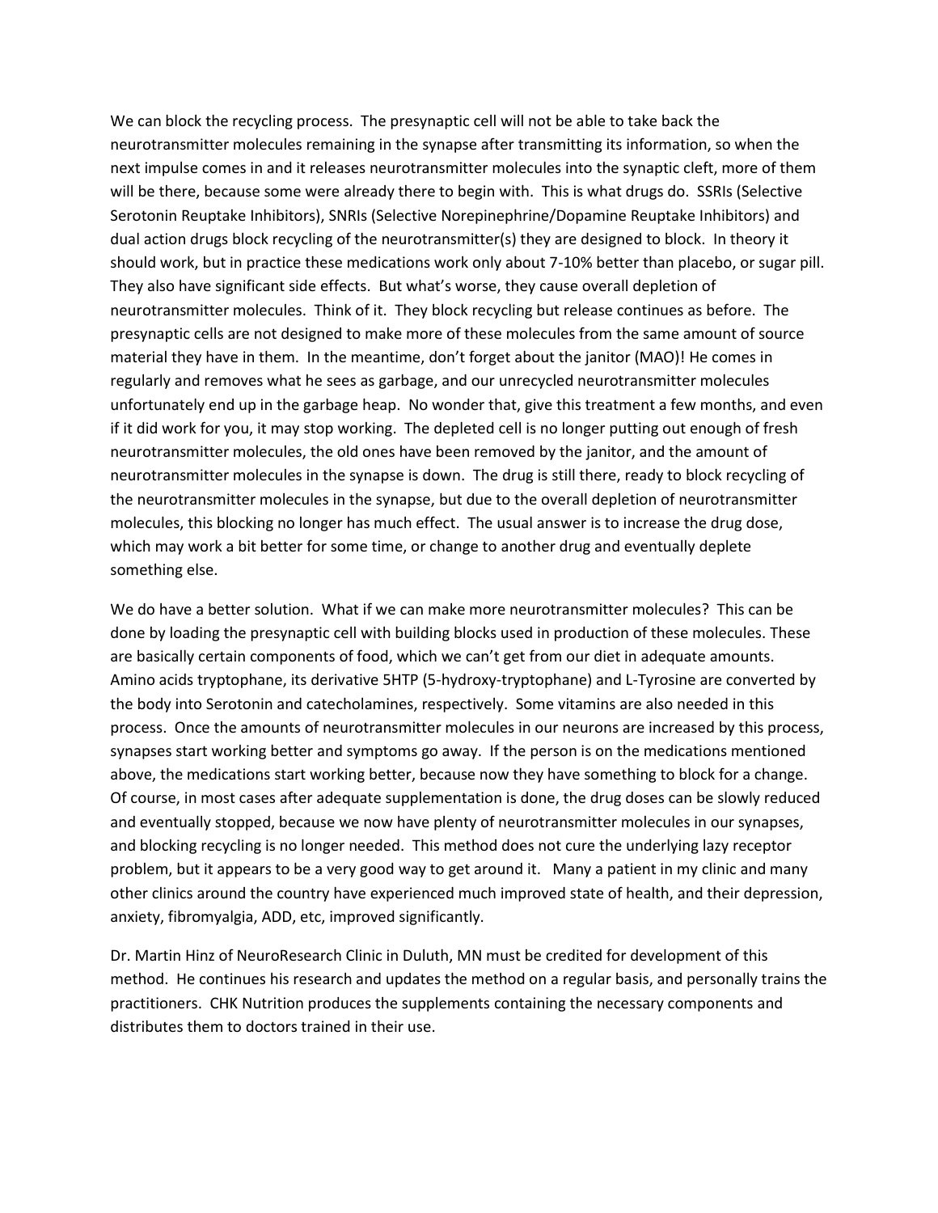We can block the recycling process. The presynaptic cell will not be able to take back the neurotransmitter molecules remaining in the synapse after transmitting its information, so when the next impulse comes in and it releases neurotransmitter molecules into the synaptic cleft, more of them will be there, because some were already there to begin with. This is what drugs do. SSRIs (Selective Serotonin Reuptake Inhibitors), SNRIs (Selective Norepinephrine/Dopamine Reuptake Inhibitors) and dual action drugs block recycling of the neurotransmitter(s) they are designed to block. In theory it should work, but in practice these medications work only about 7-10% better than placebo, or sugar pill. They also have significant side effects. But what's worse, they cause overall depletion of neurotransmitter molecules. Think of it. They block recycling but release continues as before. The presynaptic cells are not designed to make more of these molecules from the same amount of source material they have in them. In the meantime, don't forget about the janitor (MAO)! He comes in regularly and removes what he sees as garbage, and our unrecycled neurotransmitter molecules unfortunately end up in the garbage heap. No wonder that, give this treatment a few months, and even if it did work for you, it may stop working. The depleted cell is no longer putting out enough of fresh neurotransmitter molecules, the old ones have been removed by the janitor, and the amount of neurotransmitter molecules in the synapse is down. The drug is still there, ready to block recycling of the neurotransmitter molecules in the synapse, but due to the overall depletion of neurotransmitter molecules, this blocking no longer has much effect. The usual answer is to increase the drug dose, which may work a bit better for some time, or change to another drug and eventually deplete something else.

We do have a better solution. What if we can make more neurotransmitter molecules? This can be done by loading the presynaptic cell with building blocks used in production of these molecules. These are basically certain components of food, which we can't get from our diet in adequate amounts. Amino acids tryptophane, its derivative 5HTP (5-hydroxy-tryptophane) and L-Tyrosine are converted by the body into Serotonin and catecholamines, respectively. Some vitamins are also needed in this process. Once the amounts of neurotransmitter molecules in our neurons are increased by this process, synapses start working better and symptoms go away. If the person is on the medications mentioned above, the medications start working better, because now they have something to block for a change. Of course, in most cases after adequate supplementation is done, the drug doses can be slowly reduced and eventually stopped, because we now have plenty of neurotransmitter molecules in our synapses, and blocking recycling is no longer needed. This method does not cure the underlying lazy receptor problem, but it appears to be a very good way to get around it. Many a patient in my clinic and many other clinics around the country have experienced much improved state of health, and their depression, anxiety, fibromyalgia, ADD, etc, improved significantly.

Dr. Martin Hinz of NeuroResearch Clinic in Duluth, MN must be credited for development of this method. He continues his research and updates the method on a regular basis, and personally trains the practitioners. CHK Nutrition produces the supplements containing the necessary components and distributes them to doctors trained in their use.